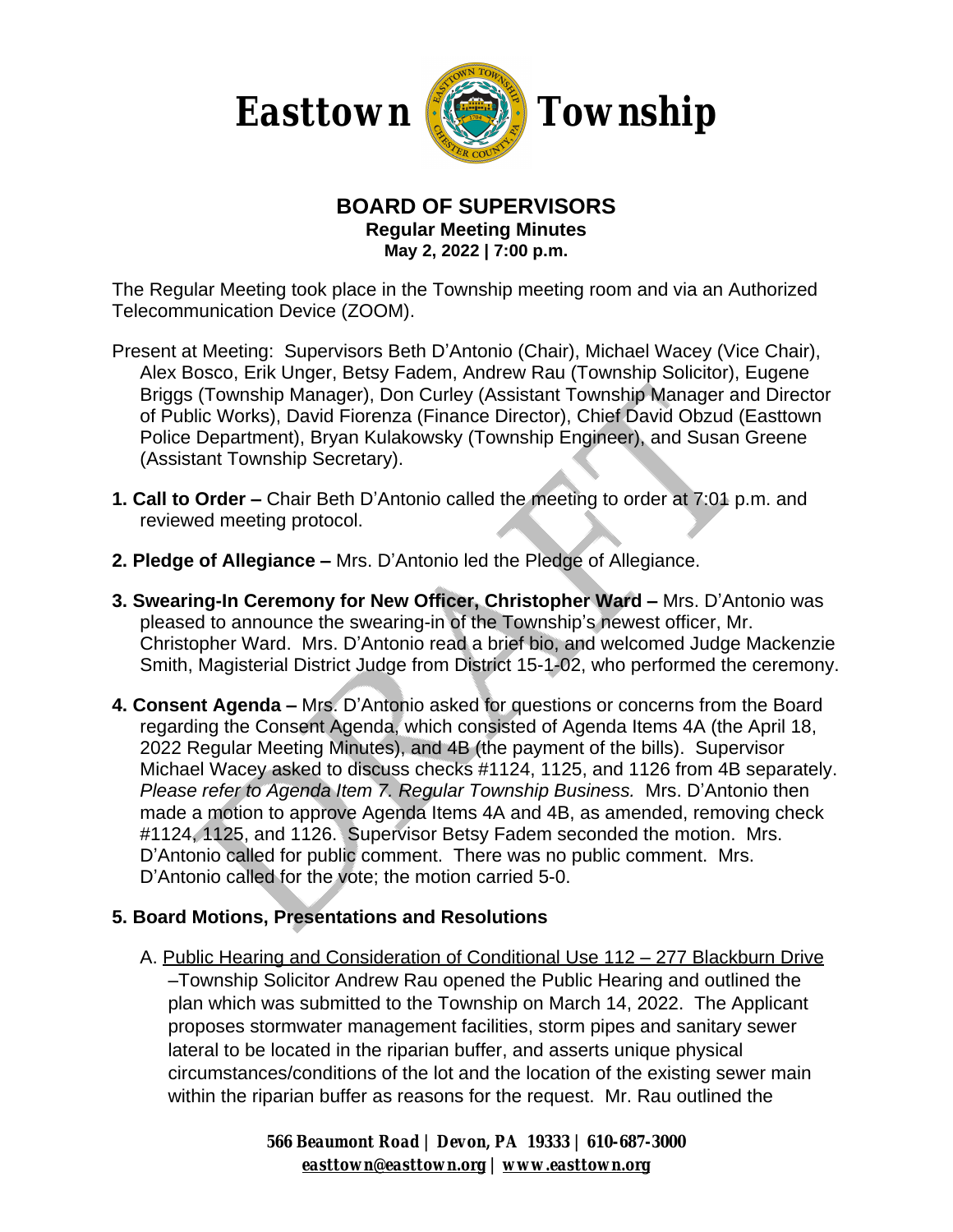# Easttown Township

## BOARD OF SUPERVISORS

**Regular Meeting Minutes**
**May 2, 2022 | 7:00 p.m.**

The Regular Meeting took place in the Township meeting room and via an Authorized Telecommunication Device (ZOOM).

Present at Meeting: Supervisors Beth D'Antonio (Chair), Michael Wacey (Vice Chair), Alex Bosco, Erik Unger, Betsy Fadem, Andrew Rau (Township Solicitor), Eugene Briggs (Township Manager), Don Curley (Assistant Township Manager and Director of Public Works), David Fiorenza (Finance Director), Chief David Obzud (Easttown Police Department), Bryan Kulakowsky (Township Engineer), and Susan Greene (Assistant Township Secretary).

**1. Call to Order –** Chair Beth D'Antonio called the meeting to order at 7:01 p.m. and reviewed meeting protocol.

**2. Pledge of Allegiance –** Mrs. D'Antonio led the Pledge of Allegiance.

**3. Swearing-In Ceremony for New Officer, Christopher Ward –** Mrs. D'Antonio was pleased to announce the swearing-in of the Township's newest officer, Mr. Christopher Ward. Mrs. D'Antonio read a brief bio, and welcomed Judge Mackenzie Smith, Magisterial District Judge from District 15-1-02, who performed the ceremony.

**4. Consent Agenda –** Mrs. D'Antonio asked for questions or concerns from the Board regarding the Consent Agenda, which consisted of Agenda Items 4A (the April 18, 2022 Regular Meeting Minutes), and 4B (the payment of the bills). Supervisor Michael Wacey asked to discuss checks #1124, 1125, and 1126 from 4B separately. *Please refer to Agenda Item 7. Regular Township Business.* Mrs. D'Antonio then made a motion to approve Agenda Items 4A and 4B, as amended, removing check #1124, 1125, and 1126. Supervisor Betsy Fadem seconded the motion. Mrs. D'Antonio called for public comment. There was no public comment. Mrs. D'Antonio called for the vote; the motion carried 5-0.

**5. Board Motions, Presentations and Resolutions**

A. Public Hearing and Consideration of Conditional Use 112 – 277 Blackburn Drive –Township Solicitor Andrew Rau opened the Public Hearing and outlined the plan which was submitted to the Township on March 14, 2022. The Applicant proposes stormwater management facilities, storm pipes and sanitary sewer lateral to be located in the riparian buffer, and asserts unique physical circumstances/conditions of the lot and the location of the existing sewer main within the riparian buffer as reasons for the request. Mr. Rau outlined the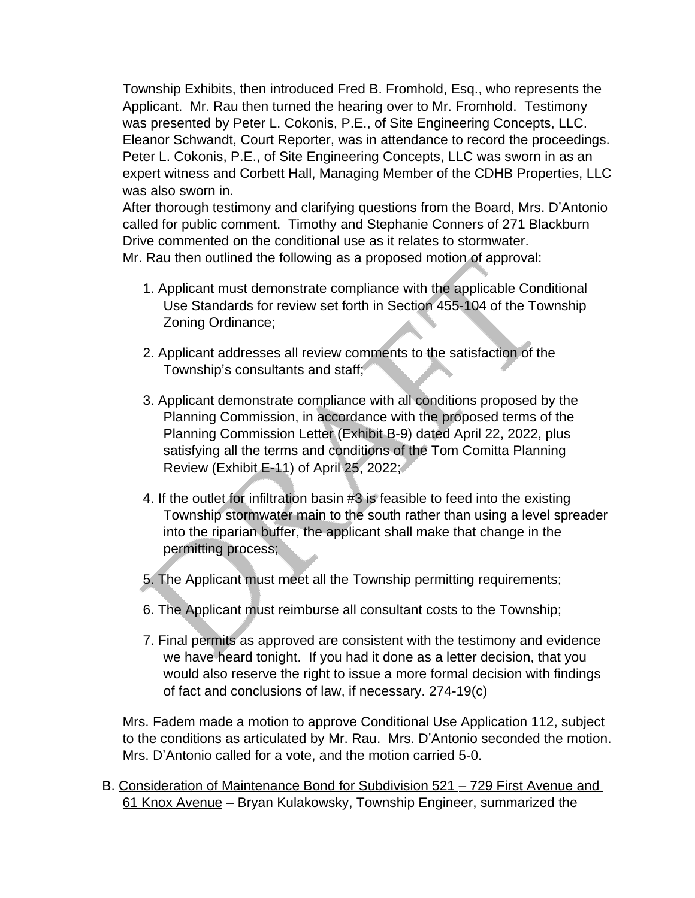Township Exhibits, then introduced Fred B. Fromhold, Esq., who represents the Applicant. Mr. Rau then turned the hearing over to Mr. Fromhold. Testimony was presented by Peter L. Cokonis, P.E., of Site Engineering Concepts, LLC. Eleanor Schwandt, Court Reporter, was in attendance to record the proceedings. Peter L. Cokonis, P.E., of Site Engineering Concepts, LLC was sworn in as an expert witness and Corbett Hall, Managing Member of the CDHB Properties, LLC was also sworn in.

After thorough testimony and clarifying questions from the Board, Mrs. D'Antonio called for public comment. Timothy and Stephanie Conners of 271 Blackburn Drive commented on the conditional use as it relates to stormwater.

Mr. Rau then outlined the following as a proposed motion of approval:

1. Applicant must demonstrate compliance with the applicable Conditional Use Standards for review set forth in Section 455-104 of the Township Zoning Ordinance;

2. Applicant addresses all review comments to the satisfaction of the Township's consultants and staff;

3. Applicant demonstrate compliance with all conditions proposed by the Planning Commission, in accordance with the proposed terms of the Planning Commission Letter (Exhibit B-9) dated April 22, 2022, plus satisfying all the terms and conditions of the Tom Comitta Planning Review (Exhibit E-11) of April 25, 2022;

4. If the outlet for infiltration basin #3 is feasible to feed into the existing Township stormwater main to the south rather than using a level spreader into the riparian buffer, the applicant shall make that change in the permitting process;

5. The Applicant must meet all the Township permitting requirements;

6. The Applicant must reimburse all consultant costs to the Township;

7. Final permits as approved are consistent with the testimony and evidence we have heard tonight. If you had it done as a letter decision, that you would also reserve the right to issue a more formal decision with findings of fact and conclusions of law, if necessary. 274-19(c)

Mrs. Fadem made a motion to approve Conditional Use Application 112, subject to the conditions as articulated by Mr. Rau. Mrs. D'Antonio seconded the motion. Mrs. D'Antonio called for a vote, and the motion carried 5-0.

B. Consideration of Maintenance Bond for Subdivision 521 – 729 First Avenue and 61 Knox Avenue – Bryan Kulakowsky, Township Engineer, summarized the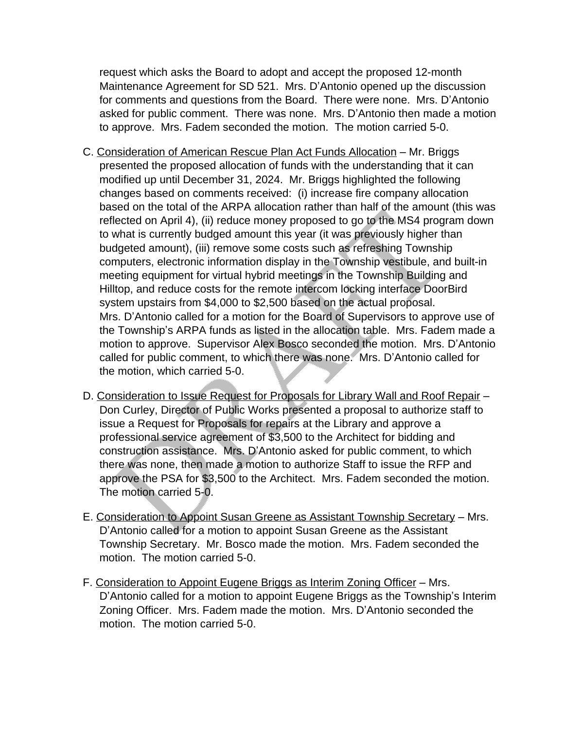request which asks the Board to adopt and accept the proposed 12-month Maintenance Agreement for SD 521. Mrs. D'Antonio opened up the discussion for comments and questions from the Board. There were none. Mrs. D'Antonio asked for public comment. There was none. Mrs. D'Antonio then made a motion to approve. Mrs. Fadem seconded the motion. The motion carried 5-0.

C. Consideration of American Rescue Plan Act Funds Allocation – Mr. Briggs presented the proposed allocation of funds with the understanding that it can modified up until December 31, 2024. Mr. Briggs highlighted the following changes based on comments received: (i) increase fire company allocation based on the total of the ARPA allocation rather than half of the amount (this was reflected on April 4), (ii) reduce money proposed to go to the MS4 program down to what is currently budgeted amount this year (it was previously higher than budgeted amount), (iii) remove some costs such as refreshing Township computers, electronic information display in the Township vestibule, and built-in meeting equipment for virtual hybrid meetings in the Township Building and Hilltop, and reduce costs for the remote intercom locking interface DoorBird system upstairs from $4,000 to $2,500 based on the actual proposal. Mrs. D'Antonio called for a motion for the Board of Supervisors to approve use of the Township's ARPA funds as listed in the allocation table. Mrs. Fadem made a motion to approve. Supervisor Alex Bosco seconded the motion. Mrs. D'Antonio called for public comment, to which there was none. Mrs. D'Antonio called for the motion, which carried 5-0.

D. Consideration to Issue Request for Proposals for Library Wall and Roof Repair – Don Curley, Director of Public Works presented a proposal to authorize staff to issue a Request for Proposals for repairs at the Library and approve a professional service agreement of $3,500 to the Architect for bidding and construction assistance. Mrs. D'Antonio asked for public comment, to which there was none, then made a motion to authorize Staff to issue the RFP and approve the PSA for $3,500 to the Architect. Mrs. Fadem seconded the motion. The motion carried 5-0.

E. Consideration to Appoint Susan Greene as Assistant Township Secretary – Mrs. D'Antonio called for a motion to appoint Susan Greene as the Assistant Township Secretary. Mr. Bosco made the motion. Mrs. Fadem seconded the motion. The motion carried 5-0.

F. Consideration to Appoint Eugene Briggs as Interim Zoning Officer – Mrs. D'Antonio called for a motion to appoint Eugene Briggs as the Township's Interim Zoning Officer. Mrs. Fadem made the motion. Mrs. D'Antonio seconded the motion. The motion carried 5-0.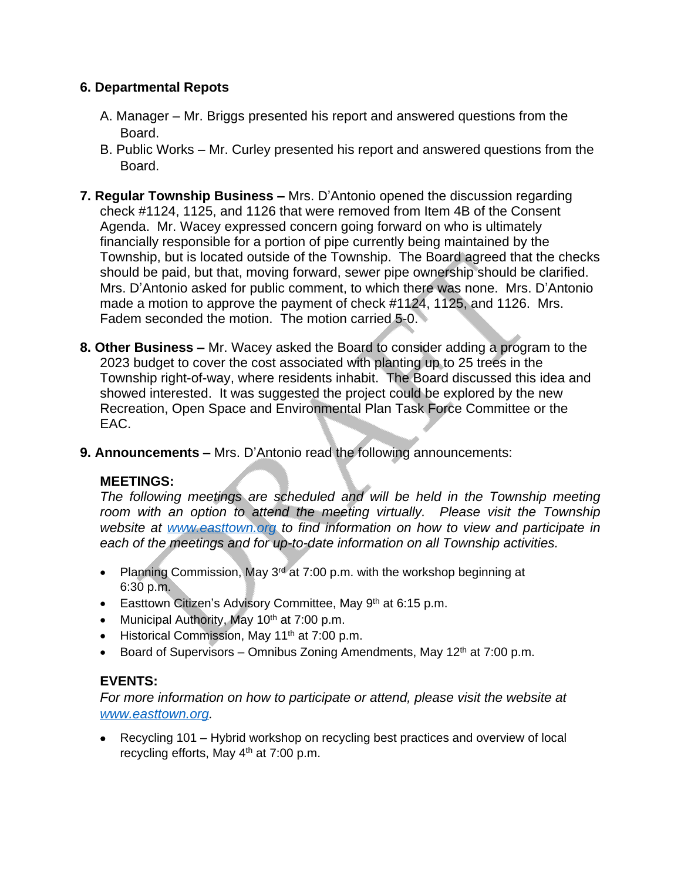**6. Departmental Repots**

A. Manager – Mr. Briggs presented his report and answered questions from the Board.

B. Public Works – Mr. Curley presented his report and answered questions from the Board.

**7. Regular Township Business –** Mrs. D'Antonio opened the discussion regarding check #1124, 1125, and 1126 that were removed from Item 4B of the Consent Agenda. Mr. Wacey expressed concern going forward on who is ultimately financially responsible for a portion of pipe currently being maintained by the Township, but is located outside of the Township. The Board agreed that the checks should be paid, but that, moving forward, sewer pipe ownership should be clarified. Mrs. D'Antonio asked for public comment, to which there was none. Mrs. D'Antonio made a motion to approve the payment of check #1124, 1125, and 1126. Mrs. Fadem seconded the motion. The motion carried 5-0.

**8. Other Business –** Mr. Wacey asked the Board to consider adding a program to the 2023 budget to cover the cost associated with planting up to 25 trees in the Township right-of-way, where residents inhabit. The Board discussed this idea and showed interested. It was suggested the project could be explored by the new Recreation, Open Space and Environmental Plan Task Force Committee or the EAC.

**9. Announcements –** Mrs. D'Antonio read the following announcements:

**MEETINGS:**

*The following meetings are scheduled and will be held in the Township meeting room with an option to attend the meeting virtually. Please visit the Township website at [www.easttown.org](http://www.easttown.org) to find information on how to view and participate in each of the meetings and for up-to-date information on all Township activities.*

- Planning Commission, May 3rd at 7:00 p.m. with the workshop beginning at 6:30 p.m.
- Easttown Citizen's Advisory Committee, May 9th at 6:15 p.m.
- Municipal Authority, May 10th at 7:00 p.m.
- Historical Commission, May 11th at 7:00 p.m.
- Board of Supervisors – Omnibus Zoning Amendments, May 12th at 7:00 p.m.

**EVENTS:**

*For more information on how to participate or attend, please visit the website at [www.easttown.org](http://www.easttown.org).*

- Recycling 101 – Hybrid workshop on recycling best practices and overview of local recycling efforts, May 4th at 7:00 p.m.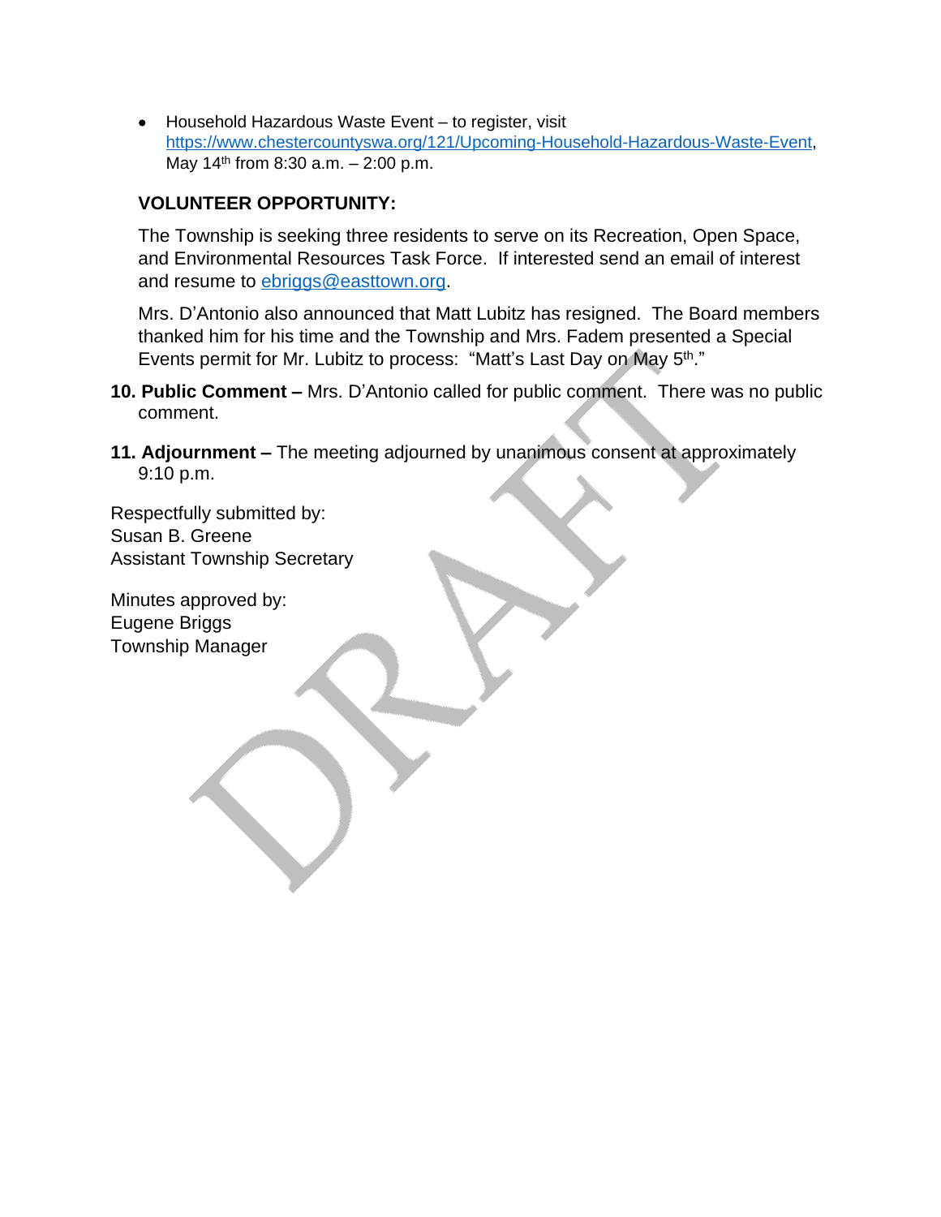- Household Hazardous Waste Event – to register, visit https://www.chestercountyswa.org/121/Upcoming-Household-Hazardous-Waste-Event, May 14th from 8:30 a.m. – 2:00 p.m.

**VOLUNTEER OPPORTUNITY:**

The Township is seeking three residents to serve on its Recreation, Open Space, and Environmental Resources Task Force. If interested send an email of interest and resume to ebriggs@easttown.org.

Mrs. D'Antonio also announced that Matt Lubitz has resigned. The Board members thanked him for his time and the Township and Mrs. Fadem presented a Special Events permit for Mr. Lubitz to process: "Matt's Last Day on May 5th."

**10. Public Comment –** Mrs. D'Antonio called for public comment. There was no public comment.

**11. Adjournment –** The meeting adjourned by unanimous consent at approximately 9:10 p.m.

Respectfully submitted by:
Susan B. Greene
Assistant Township Secretary

Minutes approved by:
Eugene Briggs
Township Manager

DRAFT